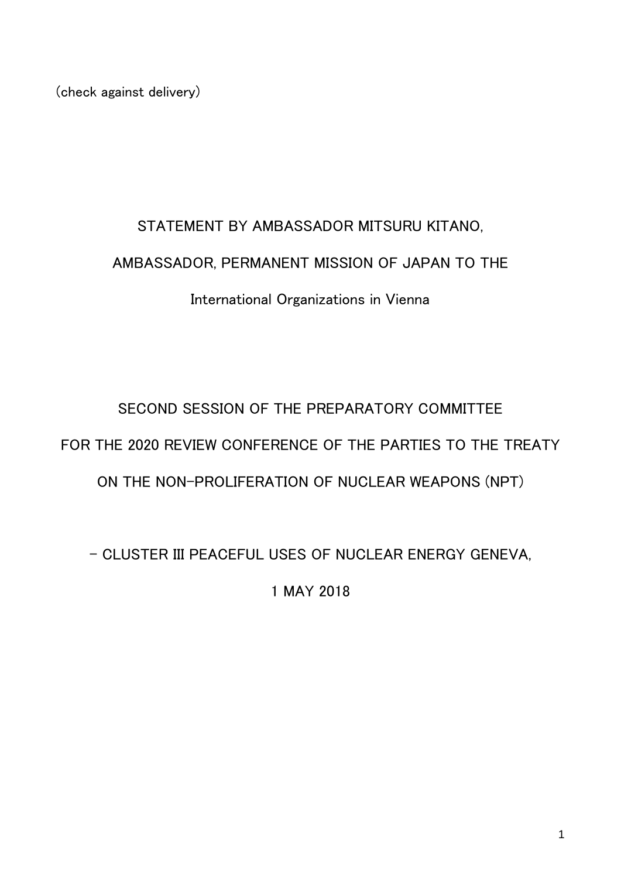(check against delivery)

# STATEMENT BY AMBASSADOR MITSURU KITANO,

# AMBASSADOR, PERMANENT MISSION OF JAPAN TO THE

# International Organizations in Vienna

## SECOND SESSION OF THE PREPARATORY COMMITTEE

## FOR THE 2020 REVIEW CONFERENCE OF THE PARTIES TO THE TREATY

## ON THE NON-PROLIFERATION OF NUCLEAR WEAPONS (NPT)

## - CLUSTER III PEACEFUL USES OF NUCLEAR ENERGY GENEVA,

## 1 MAY 2018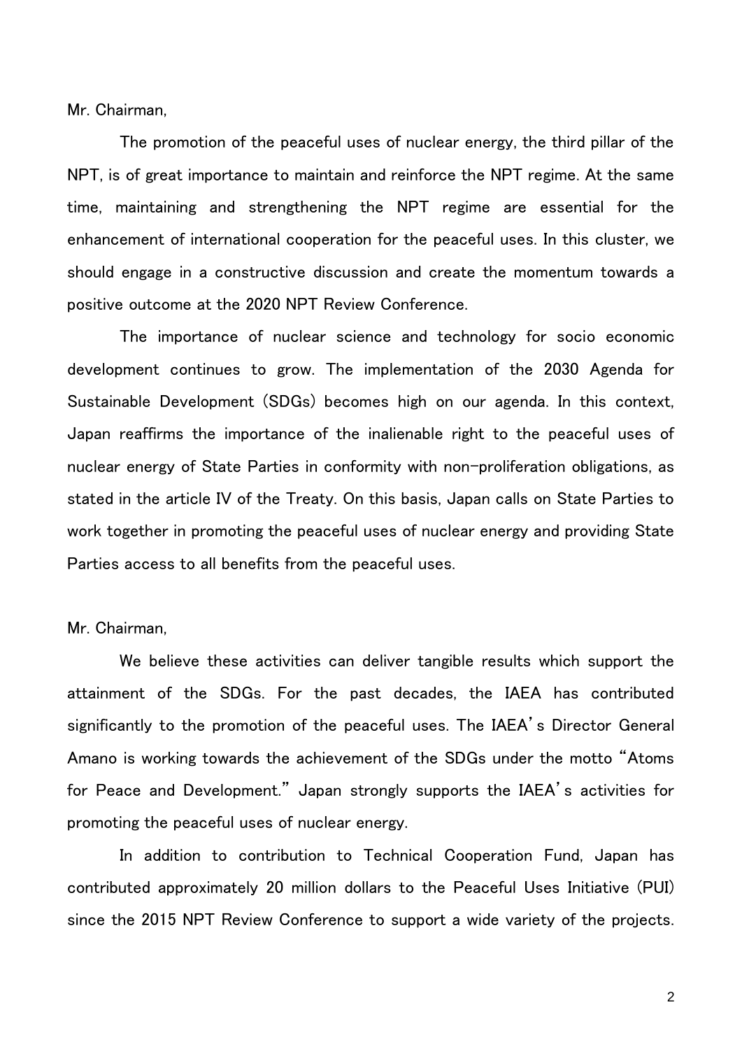Mr. Chairman,

The promotion of the peaceful uses of nuclear energy, the third pillar of the NPT, is of great importance to maintain and reinforce the NPT regime. At the same time, maintaining and strengthening the NPT regime are essential for the enhancement of international cooperation for the peaceful uses. In this cluster, we should engage in a constructive discussion and create the momentum towards a positive outcome at the 2020 NPT Review Conference.

The importance of nuclear science and technology for socio economic development continues to grow. The implementation of the 2030 Agenda for Sustainable Development (SDGs) becomes high on our agenda. In this context, Japan reaffirms the importance of the inalienable right to the peaceful uses of nuclear energy of State Parties in conformity with non-proliferation obligations, as stated in the article IV of the Treaty. On this basis, Japan calls on State Parties to work together in promoting the peaceful uses of nuclear energy and providing State Parties access to all benefits from the peaceful uses.

Mr. Chairman,

We believe these activities can deliver tangible results which support the attainment of the SDGs. For the past decades, the IAEA has contributed significantly to the promotion of the peaceful uses. The IAEA's Director General Amano is working towards the achievement of the SDGs under the motto "Atoms for Peace and Development." Japan strongly supports the IAEA's activities for promoting the peaceful uses of nuclear energy.

In addition to contribution to Technical Cooperation Fund, Japan has contributed approximately 20 million dollars to the Peaceful Uses Initiative (PUI) since the 2015 NPT Review Conference to support a wide variety of the projects.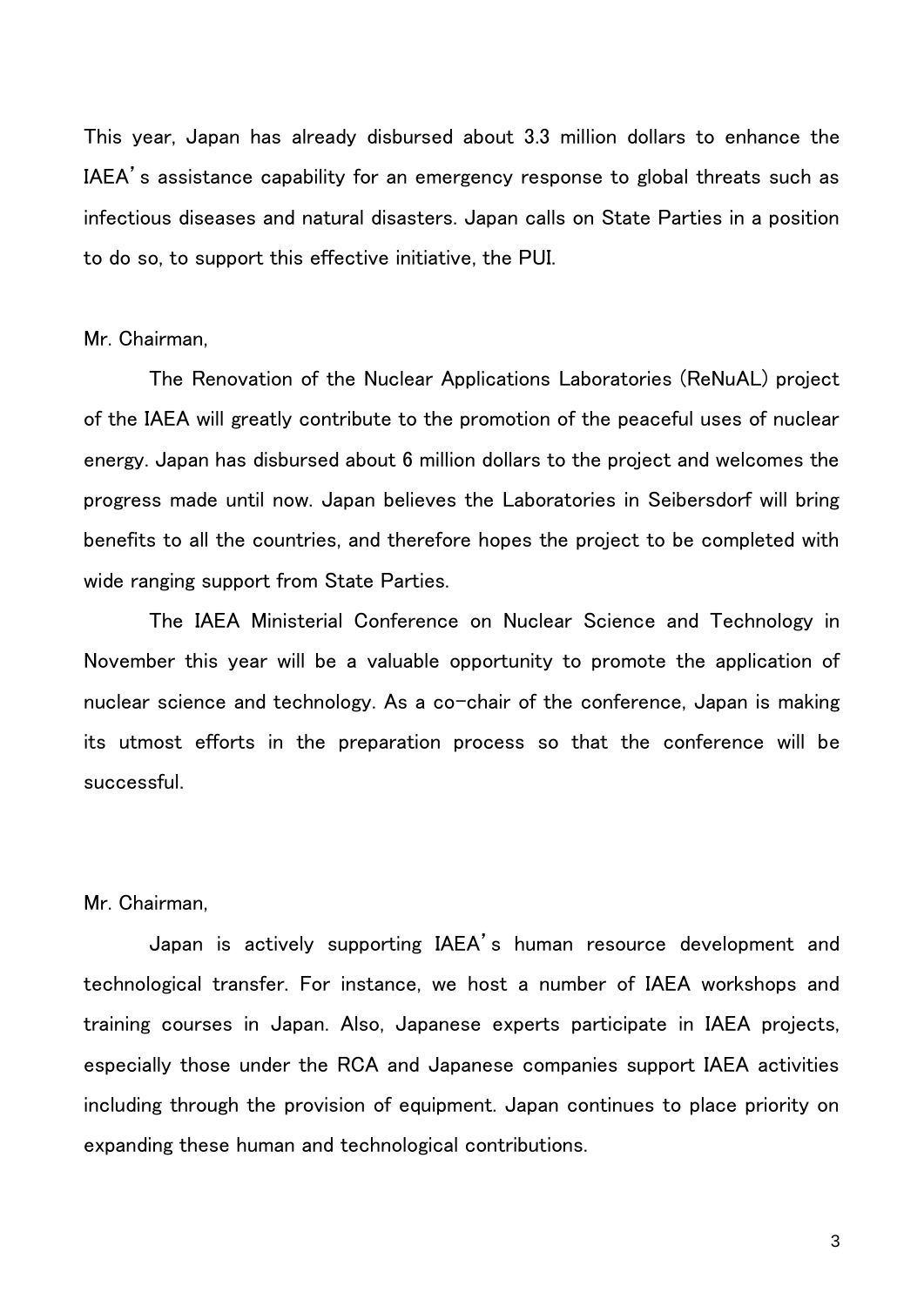This year, Japan has already disbursed about 3.3 million dollars to enhance the IAEA's assistance capability for an emergency response to global threats such as infectious diseases and natural disasters. Japan calls on State Parties in a position to do so, to support this effective initiative, the PUI.

Mr. Chairman,

The Renovation of the Nuclear Applications Laboratories (ReNuAL) project of the IAEA will greatly contribute to the promotion of the peaceful uses of nuclear energy. Japan has disbursed about 6 million dollars to the project and welcomes the progress made until now. Japan believes the Laboratories in Seibersdorf will bring benefits to all the countries, and therefore hopes the project to be completed with wide ranging support from State Parties.

The IAEA Ministerial Conference on Nuclear Science and Technology in November this year will be a valuable opportunity to promote the application of nuclear science and technology. As a co-chair of the conference, Japan is making its utmost efforts in the preparation process so that the conference will be successful.

Mr. Chairman,

Japan is actively supporting IAEA's human resource development and technological transfer. For instance, we host a number of IAEA workshops and training courses in Japan. Also, Japanese experts participate in IAEA projects, especially those under the RCA and Japanese companies support IAEA activities including through the provision of equipment. Japan continues to place priority on expanding these human and technological contributions.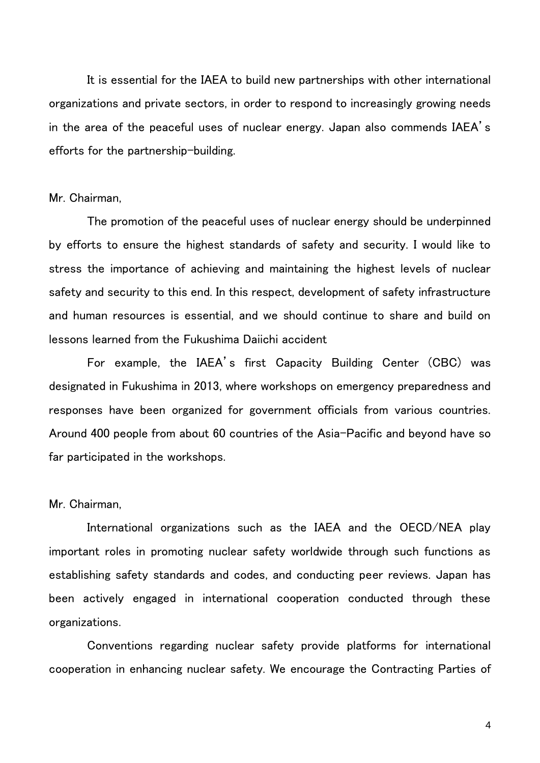It is essential for the IAEA to build new partnerships with other international organizations and private sectors, in order to respond to increasingly growing needs in the area of the peaceful uses of nuclear energy. Japan also commends IAEA's efforts for the partnership-building.

Mr. Chairman,

The promotion of the peaceful uses of nuclear energy should be underpinned by efforts to ensure the highest standards of safety and security. I would like to stress the importance of achieving and maintaining the highest levels of nuclear safety and security to this end. In this respect, development of safety infrastructure and human resources is essential, and we should continue to share and build on lessons learned from the Fukushima Daiichi accident

For example, the IAEA's first Capacity Building Center (CBC) was designated in Fukushima in 2013, where workshops on emergency preparedness and responses have been organized for government officials from various countries. Around 400 people from about 60 countries of the Asia-Pacific and beyond have so far participated in the workshops.

Mr. Chairman,

International organizations such as the IAEA and the OECD/NEA play important roles in promoting nuclear safety worldwide through such functions as establishing safety standards and codes, and conducting peer reviews. Japan has been actively engaged in international cooperation conducted through these organizations.

Conventions regarding nuclear safety provide platforms for international cooperation in enhancing nuclear safety. We encourage the Contracting Parties of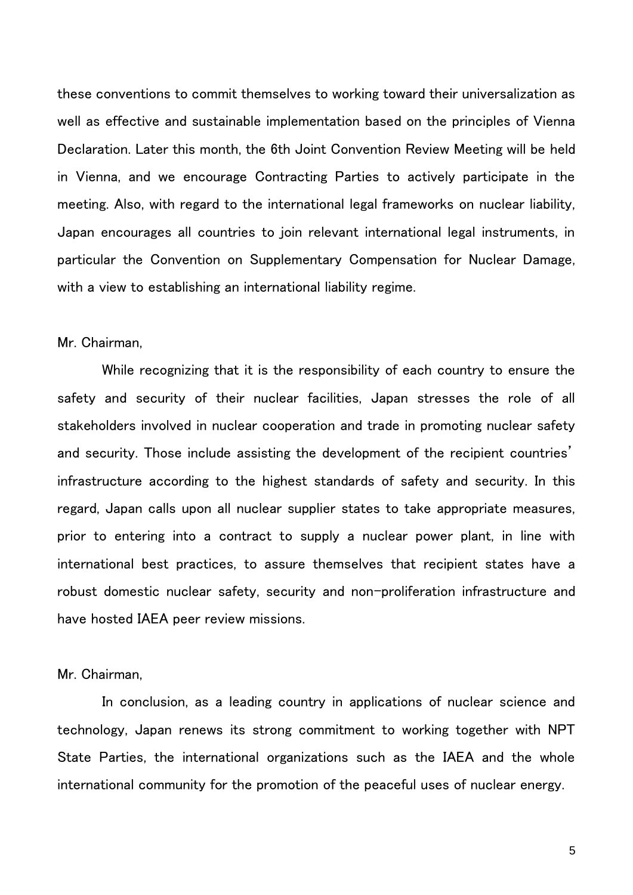these conventions to commit themselves to working toward their universalization as well as effective and sustainable implementation based on the principles of Vienna Declaration. Later this month, the 6th Joint Convention Review Meeting will be held in Vienna, and we encourage Contracting Parties to actively participate in the meeting. Also, with regard to the international legal frameworks on nuclear liability, Japan encourages all countries to join relevant international legal instruments, in particular the Convention on Supplementary Compensation for Nuclear Damage, with a view to establishing an international liability regime.

Mr. Chairman,

While recognizing that it is the responsibility of each country to ensure the safety and security of their nuclear facilities, Japan stresses the role of all stakeholders involved in nuclear cooperation and trade in promoting nuclear safety and security. Those include assisting the development of the recipient countries' infrastructure according to the highest standards of safety and security. In this regard, Japan calls upon all nuclear supplier states to take appropriate measures, prior to entering into a contract to supply a nuclear power plant, in line with international best practices, to assure themselves that recipient states have a robust domestic nuclear safety, security and non-proliferation infrastructure and have hosted IAEA peer review missions.

Mr. Chairman,

In conclusion, as a leading country in applications of nuclear science and technology, Japan renews its strong commitment to working together with NPT State Parties, the international organizations such as the IAEA and the whole international community for the promotion of the peaceful uses of nuclear energy.